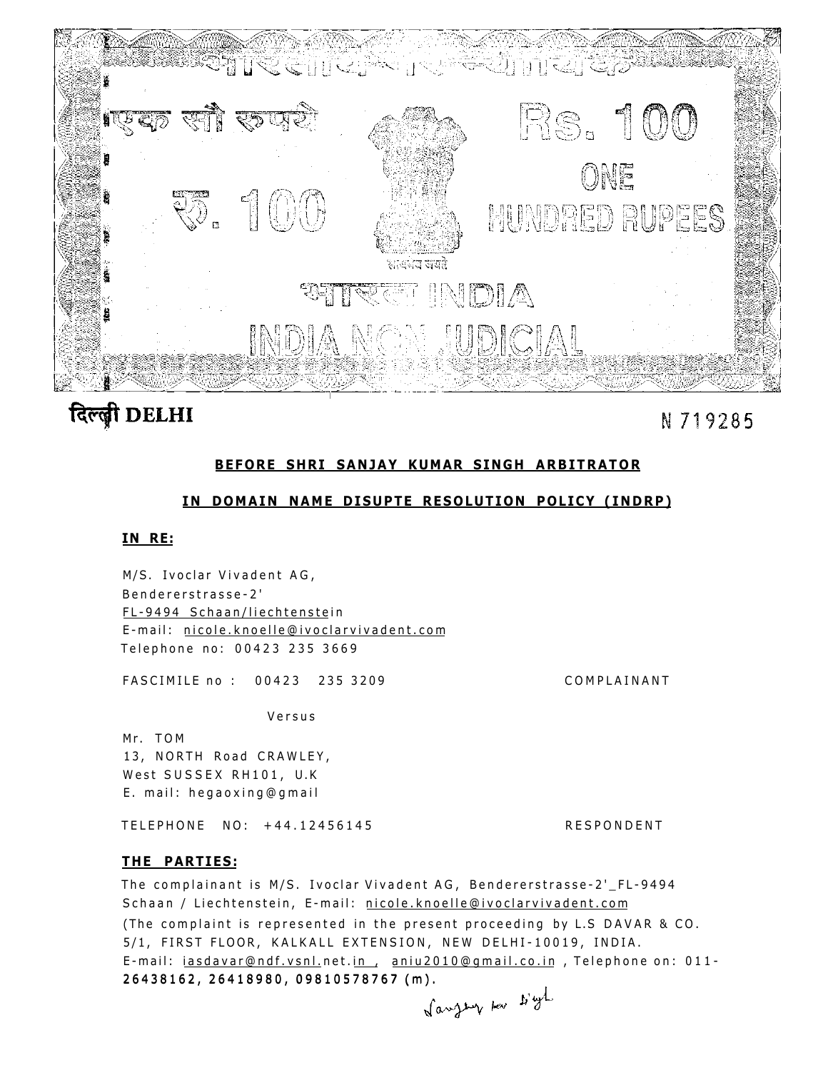भारतीय गैर न्यायिक

एक सौ रुपये

Rs. 100

ONE HUNDRED RUPEES

रु. 100

सत्यमेव जयते

भारत INDIA

INDIA NON JUDICIAL

दिल्ली DELHI

N 719285

**BEFORE SHRI SANJAY KUMAR SINGH ARBITRATOR**

**IN DOMAIN NAME DISUPTE RESOLUTION POLICY (INDRP)**

**IN RE:**

M/S. Ivoclar Vivadent AG,
Bendererstrasse-2'
FL-9494 Schaan/liechtenstein
E-mail: nicole.knoelle@ivoclarvivadent.com
Telephone no: 00423 235 3669

FASCIMILE no : 00423 235 3209 COMPLAINANT

Versus

Mr. TOM
13, NORTH Road CRAWLEY,
West SUSSEX RH101, U.K
E. mail: hegaoxing@gmail

TELEPHONE NO: +44.12456145 RESPONDENT

**THE PARTIES:**

The complainant is M/S. Ivoclar Vivadent AG, Bendererstrasse-2'_FL-9494 Schaan / Liechtenstein, E-mail: nicole.knoelle@ivoclarvivadent.com
(The complaint is represented in the present proceeding by L.S DAVAR & CO. 5/1, FIRST FLOOR, KALKALL EXTENSION, NEW DELHI-10019, INDIA. E-mail: iasdavar@ndf.vsnl.net.in , aniu2010@gmail.co.in , Telephone on: 011-26438162, 26418980, 09810578767 (m).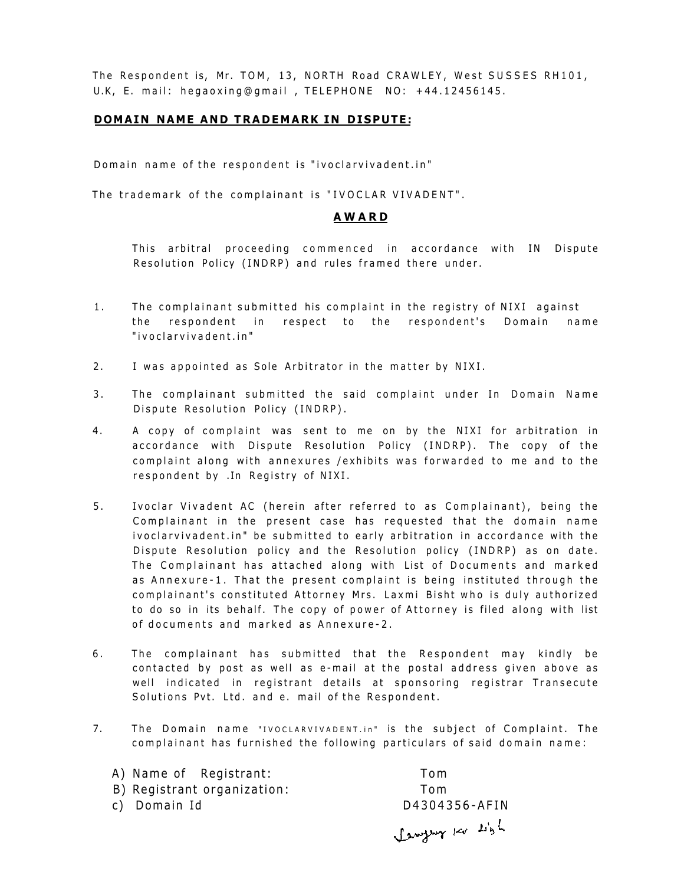The Respondent is, Mr. TOM, 13, NORTH Road CRAWLEY, West SUSSES RH101, U.K, E. mail: hegaoxing@gmail , TELEPHONE NO: +44.12456145.

**DOMAIN NAME AND TRADEMARK IN DISPUTE:**

Domain name of the respondent is "ivoclarvivadent.in"

The trademark of the complainant is "IVOCLAR VIVADENT".

## **AWARD**

This arbitral proceeding commenced in accordance with IN Dispute Resolution Policy (INDRP) and rules framed there under.

1. The complainant submitted his complaint in the registry of NIXI against the respondent in respect to the respondent's Domain name "ivoclarvivadent.in"

2. I was appointed as Sole Arbitrator in the matter by NIXI.

3. The complainant submitted the said complaint under In Domain Name Dispute Resolution Policy (INDRP).

4. A copy of complaint was sent to me on by the NIXI for arbitration in accordance with Dispute Resolution Policy (INDRP). The copy of the complaint along with annexures /exhibits was forwarded to me and to the respondent by .In Registry of NIXI.

5. Ivoclar Vivadent AC (herein after referred to as Complainant), being the Complainant in the present case has requested that the domain name ivoclarvivadent.in" be submitted to early arbitration in accordance with the Dispute Resolution policy and the Resolution policy (INDRP) as on date. The Complainant has attached along with List of Documents and marked as Annexure-1. That the present complaint is being instituted through the complainant's constituted Attorney Mrs. Laxmi Bisht who is duly authorized to do so in its behalf. The copy of power of Attorney is filed along with list of documents and marked as Annexure-2.

6. The complainant has submitted that the Respondent may kindly be contacted by post as well as e-mail at the postal address given above as well indicated in registrant details at sponsoring registrar Transecute Solutions Pvt. Ltd. and e. mail of the Respondent.

7. The Domain name "IVOCLARVIVADENT.in" is the subject of Complaint. The complainant has furnished the following particulars of said domain name:

   A) Name of Registrant: Tom
   B) Registrant organization: Tom
   c) Domain Id D4304356-AFIN

Sanjay Kr Singh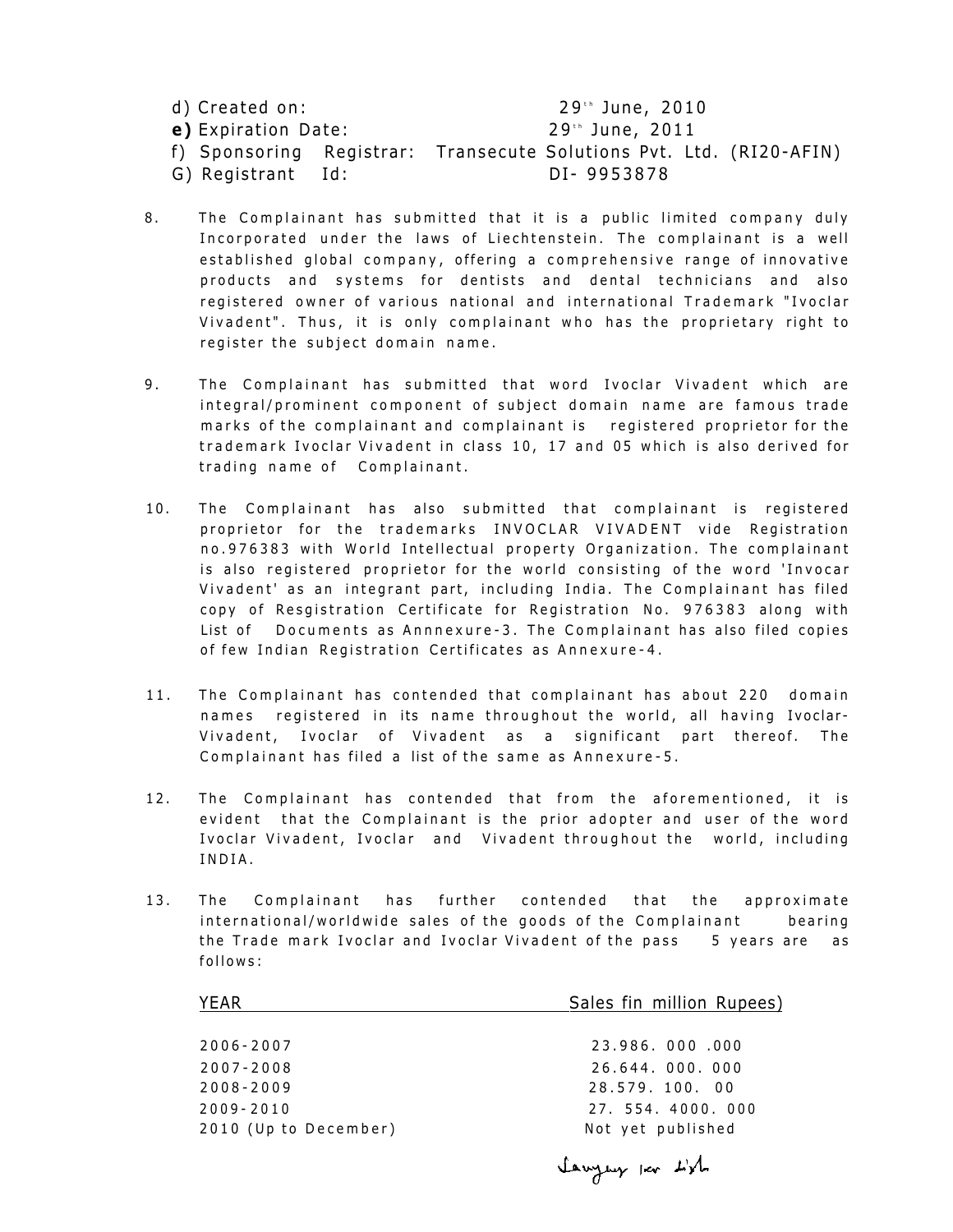d) Created on: 29th June, 2010
**e)** Expiration Date: 29th June, 2011
f) Sponsoring Registrar: Transecute Solutions Pvt. Ltd. (RI20-AFIN)
G) Registrant Id: DI- 9953878

8. The Complainant has submitted that it is a public limited company duly Incorporated under the laws of Liechtenstein. The complainant is a well established global company, offering a comprehensive range of innovative products and systems for dentists and dental technicians and also registered owner of various national and international Trademark "Ivoclar Vivadent". Thus, it is only complainant who has the proprietary right to register the subject domain name.

9. The Complainant has submitted that word Ivoclar Vivadent which are integral/prominent component of subject domain name are famous trade marks of the complainant and complainant is registered proprietor for the trademark Ivoclar Vivadent in class 10, 17 and 05 which is also derived for trading name of Complainant.

10. The Complainant has also submitted that complainant is registered proprietor for the trademarks INVOCLAR VIVADENT vide Registration no.976383 with World Intellectual property Organization. The complainant is also registered proprietor for the world consisting of the word 'Invocar Vivadent' as an integrant part, including India. The Complainant has filed copy of Resgistration Certificate for Registration No. 976383 along with List of Documents as Annnexure-3. The Complainant has also filed copies of few Indian Registration Certificates as Annexure-4.

11. The Complainant has contended that complainant has about 220 domain names registered in its name throughout the world, all having Ivoclar-Vivadent, Ivoclar of Vivadent as a significant part thereof. The Complainant has filed a list of the same as Annexure-5.

12. The Complainant has contended that from the aforementioned, it is evident that the Complainant is the prior adopter and user of the word Ivoclar Vivadent, Ivoclar and Vivadent throughout the world, including INDIA.

13. The Complainant has further contended that the approximate international/worldwide sales of the goods of the Complainant bearing the Trade mark Ivoclar and Ivoclar Vivadent of the pass 5 years are as follows:

| YEAR | Sales fin million Rupees) |
|---|---|
| 2006-2007 | 23.986. 000 .000 |
| 2007-2008 | 26.644. 000. 000 |
| 2008-2009 | 28.579. 100. 00 |
| 2009-2010 | 27. 554. 4000. 000 |
| 2010 (Up to December) | Not yet published |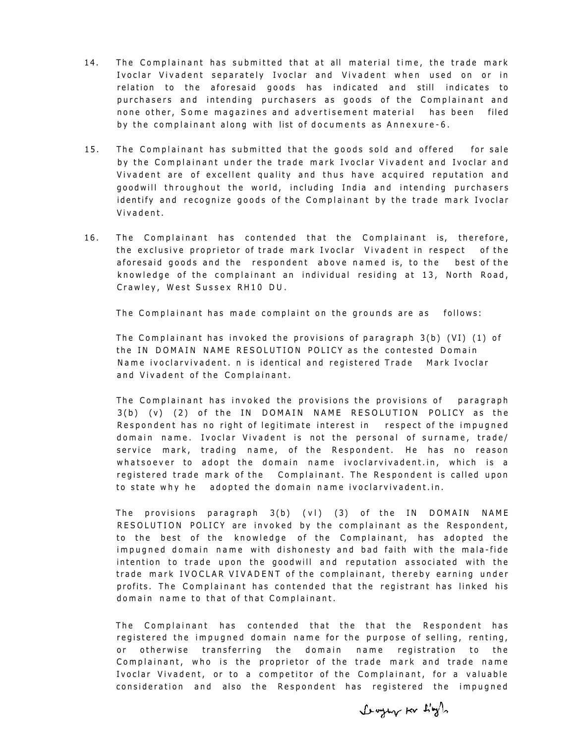14. The Complainant has submitted that at all material time, the trade mark Ivoclar Vivadent separately Ivoclar and Vivadent when used on or in relation to the aforesaid goods has indicated and still indicates to purchasers and intending purchasers as goods of the Complainant and none other, Some magazines and advertisement material has been filed by the complainant along with list of documents as Annexure-6.

15. The Complainant has submitted that the goods sold and offered for sale by the Complainant under the trade mark Ivoclar Vivadent and Ivoclar and Vivadent are of excellent quality and thus have acquired reputation and goodwill throughout the world, including India and intending purchasers identify and recognize goods of the Complainant by the trade mark Ivoclar Vivadent.

16. The Complainant has contended that the Complainant is, therefore, the exclusive proprietor of trade mark Ivoclar Vivadent in respect of the aforesaid goods and the respondent above named is, to the best of the knowledge of the complainant an individual residing at 13, North Road, Crawley, West Sussex RH10 DU.

The Complainant has made complaint on the grounds are as follows:

The Complainant has invoked the provisions of paragraph 3(b) (VI) (1) of the IN DOMAIN NAME RESOLUTION POLICY as the contested Domain Name ivoclarvivadent. n is identical and registered Trade Mark Ivoclar and Vivadent of the Complainant.

The Complainant has invoked the provisions the provisions of paragraph 3(b) (v) (2) of the IN DOMAIN NAME RESOLUTION POLICY as the Respondent has no right of legitimate interest in respect of the impugned domain name. Ivoclar Vivadent is not the personal of surname, trade/ service mark, trading name, of the Respondent. He has no reason whatsoever to adopt the domain name ivoclarvivadent.in, which is a registered trade mark of the Complainant. The Respondent is called upon to state why he adopted the domain name ivoclarvivadent.in.

The provisions paragraph 3(b) (vI) (3) of the IN DOMAIN NAME RESOLUTION POLICY are invoked by the complainant as the Respondent, to the best of the knowledge of the Complainant, has adopted the impugned domain name with dishonesty and bad faith with the mala-fide intention to trade upon the goodwill and reputation associated with the trade mark IVOCLAR VIVADENT of the complainant, thereby earning under profits. The Complainant has contended that the registrant has linked his domain name to that of that Complainant.

The Complainant has contended that the that the Respondent has registered the impugned domain name for the purpose of selling, renting, or otherwise transferring the domain name registration to the Complainant, who is the proprietor of the trade mark and trade name Ivoclar Vivadent, or to a competitor of the Complainant, for a valuable consideration and also the Respondent has registered the impugned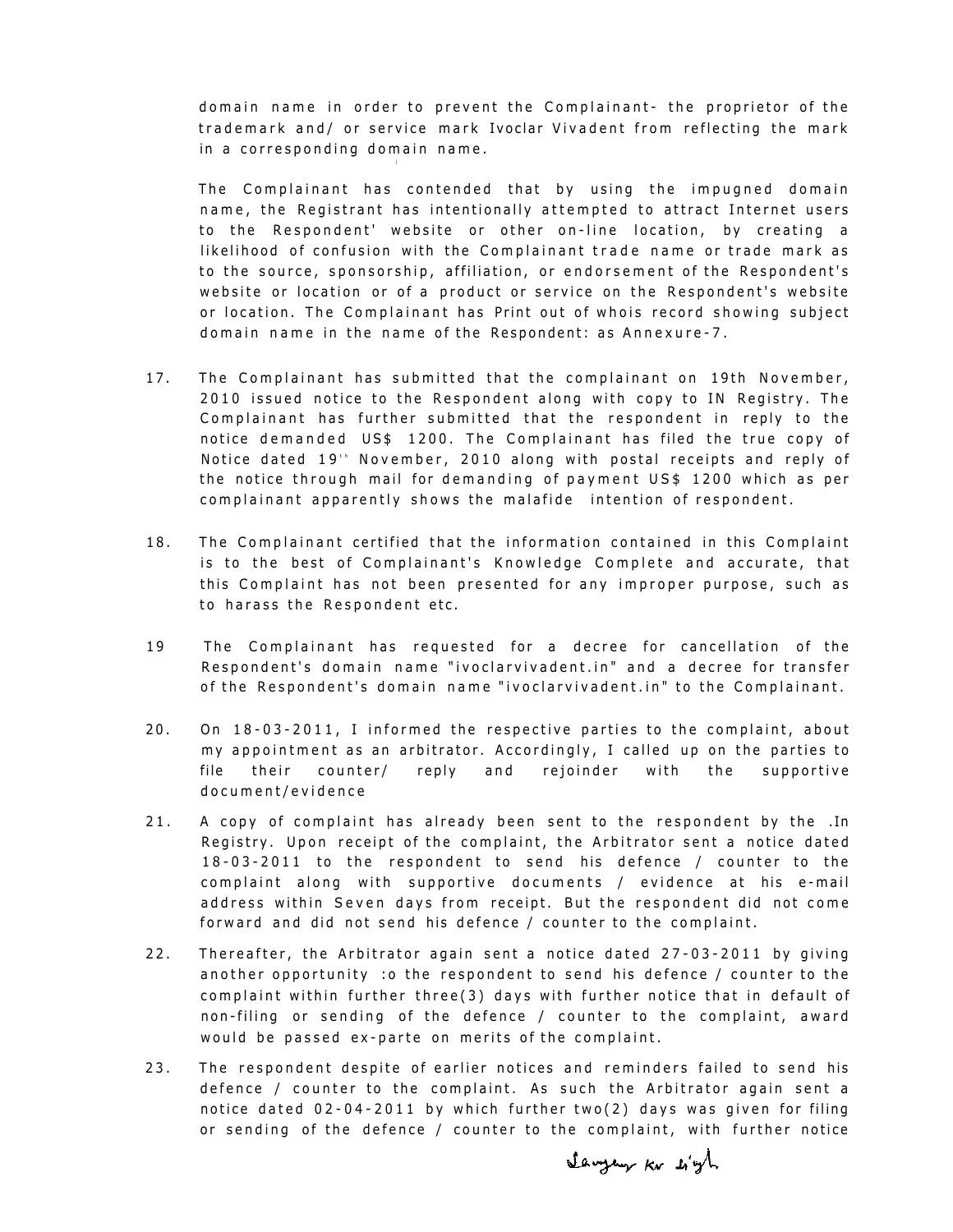domain name in order to prevent the Complainant- the proprietor of the trademark and/ or service mark Ivoclar Vivadent from reflecting the mark in a corresponding domain name.

The Complainant has contended that by using the impugned domain name, the Registrant has intentionally attempted to attract Internet users to the Respondent' website or other on-line location, by creating a likelihood of confusion with the Complainant trade name or trade mark as to the source, sponsorship, affiliation, or endorsement of the Respondent's website or location or of a product or service on the Respondent's website or location. The Complainant has Print out of whois record showing subject domain name in the name of the Respondent: as Annexure-7.

17. The Complainant has submitted that the complainant on 19th November, 2010 issued notice to the Respondent along with copy to IN Registry. The Complainant has further submitted that the respondent in reply to the notice demanded US$ 1200. The Complainant has filed the true copy of Notice dated 19th November, 2010 along with postal receipts and reply of the notice through mail for demanding of payment US$ 1200 which as per complainant apparently shows the malafide intention of respondent.

18. The Complainant certified that the information contained in this Complaint is to the best of Complainant's Knowledge Complete and accurate, that this Complaint has not been presented for any improper purpose, such as to harass the Respondent etc.

19 The Complainant has requested for a decree for cancellation of the Respondent's domain name "ivoclarvivadent.in" and a decree for transfer of the Respondent's domain name "ivoclarvivadent.in" to the Complainant.

20. On 18-03-2011, I informed the respective parties to the complaint, about my appointment as an arbitrator. Accordingly, I called up on the parties to file their counter/ reply and rejoinder with the supportive document/evidence

21. A copy of complaint has already been sent to the respondent by the .In Registry. Upon receipt of the complaint, the Arbitrator sent a notice dated 18-03-2011 to the respondent to send his defence / counter to the complaint along with supportive documents / evidence at his e-mail address within Seven days from receipt. But the respondent did not come forward and did not send his defence / counter to the complaint.

22. Thereafter, the Arbitrator again sent a notice dated 27-03-2011 by giving another opportunity :o the respondent to send his defence / counter to the complaint within further three(3) days with further notice that in default of non-filing or sending of the defence / counter to the complaint, award would be passed ex-parte on merits of the complaint.

23. The respondent despite of earlier notices and reminders failed to send his defence / counter to the complaint. As such the Arbitrator again sent a notice dated 02-04-2011 by which further two(2) days was given for filing or sending of the defence / counter to the complaint, with further notice

Sanjay Kr Singh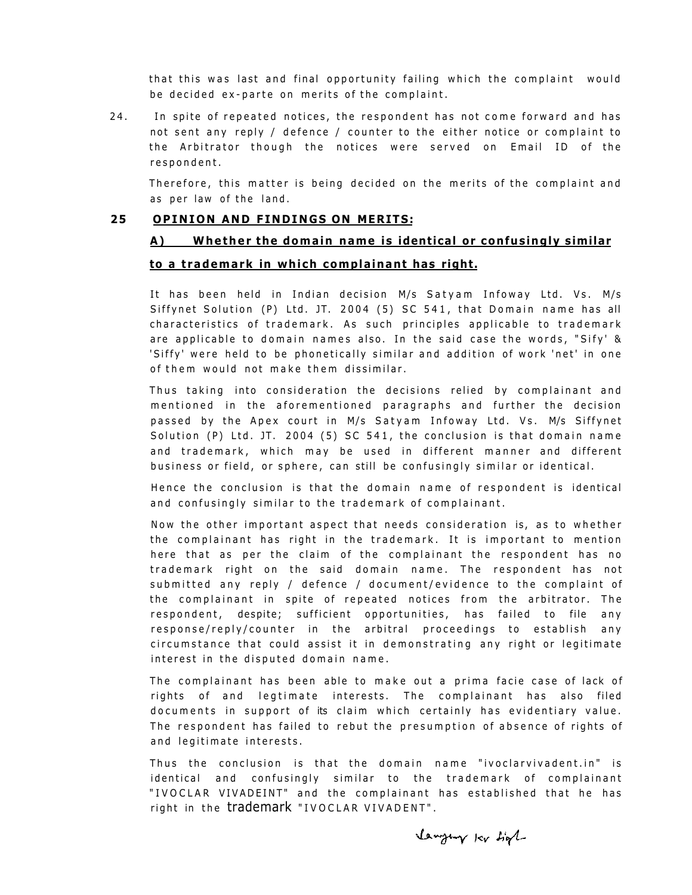that this was last and final opportunity failing which the complaint would be decided ex-parte on merits of the complaint.

24. In spite of repeated notices, the respondent has not come forward and has not sent any reply / defence / counter to the either notice or complaint to the Arbitrator though the notices were served on Email ID of the respondent.

Therefore, this matter is being decided on the merits of the complaint and as per law of the land.

**25 OPINION AND FINDINGS ON MERITS:**

**A) Whether the domain name is identical or confusingly similar to a trademark in which complainant has right.**

It has been held in Indian decision M/s Satyam Infoway Ltd. Vs. M/s Siffynet Solution (P) Ltd. JT. 2004 (5) SC 541, that Domain name has all characteristics of trademark. As such principles applicable to trademark are applicable to domain names also. In the said case the words, "Sify' & 'Siffy' were held to be phonetically similar and addition of work 'net' in one of them would not make them dissimilar.

Thus taking into consideration the decisions relied by complainant and mentioned in the aforementioned paragraphs and further the decision passed by the Apex court in M/s Satyam Infoway Ltd. Vs. M/s Siffynet Solution (P) Ltd. JT. 2004 (5) SC 541, the conclusion is that domain name and trademark, which may be used in different manner and different business or field, or sphere, can still be confusingly similar or identical.

Hence the conclusion is that the domain name of respondent is identical and confusingly similar to the trademark of complainant.

Now the other important aspect that needs consideration is, as to whether the complainant has right in the trademark. It is important to mention here that as per the claim of the complainant the respondent has no trademark right on the said domain name. The respondent has not submitted any reply / defence / document/evidence to the complaint of the complainant in spite of repeated notices from the arbitrator. The respondent, despite; sufficient opportunities, has failed to file any response/reply/counter in the arbitral proceedings to establish any circumstance that could assist it in demonstrating any right or legitimate interest in the disputed domain name.

The complainant has been able to make out a prima facie case of lack of rights of and legtimate interests. The complainant has also filed documents in support of its claim which certainly has evidentiary value. The respondent has failed to rebut the presumption of absence of rights of and legitimate interests.

Thus the conclusion is that the domain name "ivoclarvivadent.in" is identical and confusingly similar to the trademark of complainant "IVOCLAR VIVADEINT" and the complainant has established that he has right in the trademark "IVOCLAR VIVADENT".

Sanjay Kr Singh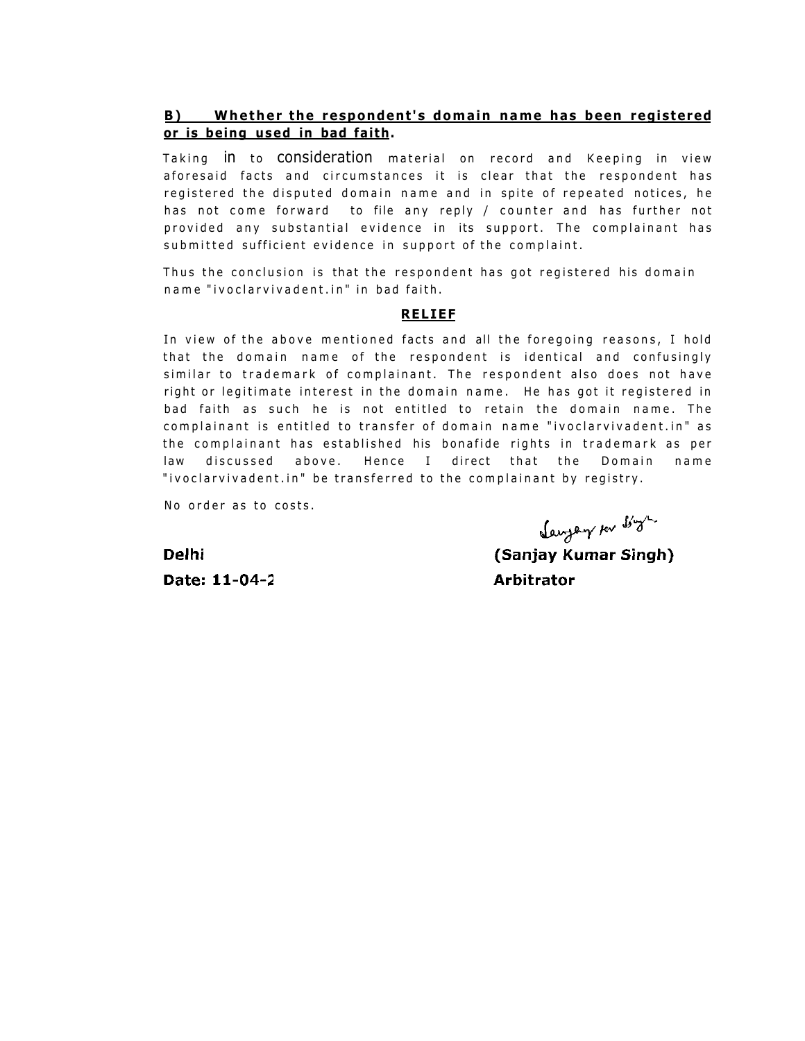**B) Whether the respondent's domain name has been registered or is being used in bad faith.**

Taking in to consideration material on record and Keeping in view aforesaid facts and circumstances it is clear that the respondent has registered the disputed domain name and in spite of repeated notices, he has not come forward to file any reply / counter and has further not provided any substantial evidence in its support. The complainant has submitted sufficient evidence in support of the complaint.

Thus the conclusion is that the respondent has got registered his domain name "ivoclarvivadent.in" in bad faith.

## RELIEF

In view of the above mentioned facts and all the foregoing reasons, I hold that the domain name of the respondent is identical and confusingly similar to trademark of complainant. The respondent also does not have right or legitimate interest in the domain name. He has got it registered in bad faith as such he is not entitled to retain the domain name. The complainant is entitled to transfer of domain name "ivoclarvivadent.in" as the complainant has established his bonafide rights in trademark as per law discussed above. Hence I direct that the Domain name "ivoclarvivadent.in" be transferred to the complainant by registry.

No order as to costs.

Sanjay kr Singh

**Delhi** **(Sanjay Kumar Singh)**

**Date: 11-04-2** **Arbitrator**